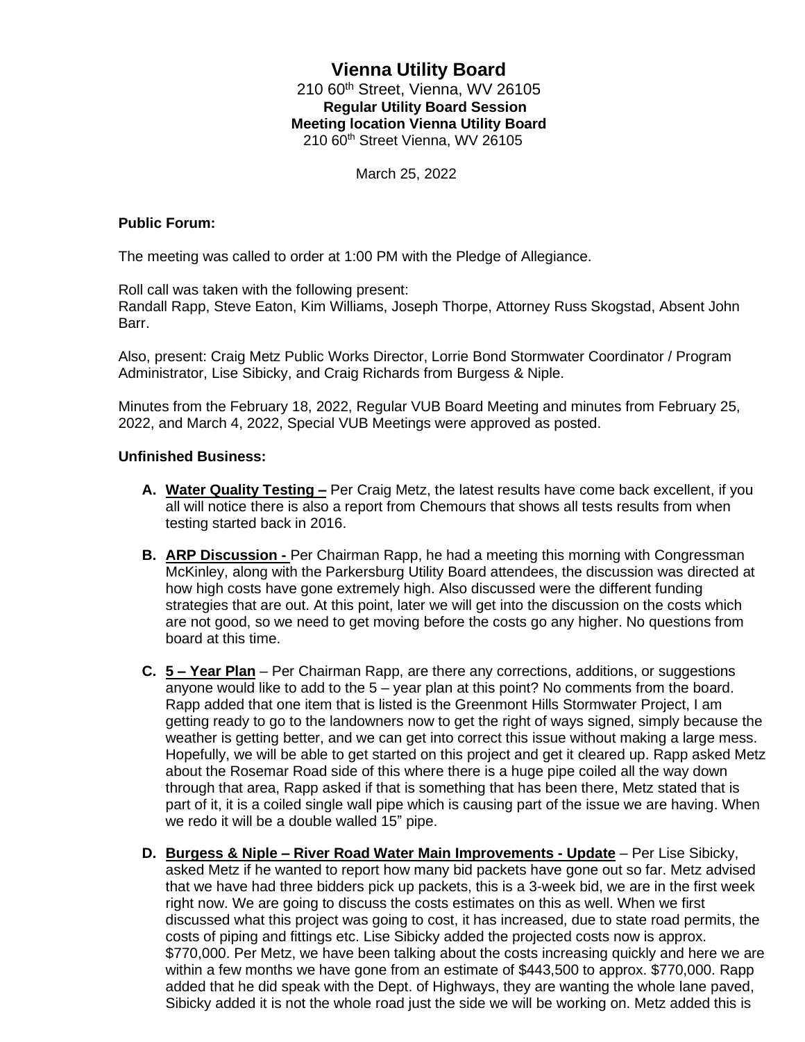# Vienna Utility Board

210 60th Street, Vienna, WV 26105

**Regular Utility Board Session**

**Meeting location Vienna Utility Board**

210 60th Street Vienna, WV 26105

March 25, 2022

**Public Forum:**

The meeting was called to order at 1:00 PM with the Pledge of Allegiance.

Roll call was taken with the following present:
Randall Rapp, Steve Eaton, Kim Williams, Joseph Thorpe, Attorney Russ Skogstad, Absent John Barr.

Also, present: Craig Metz Public Works Director, Lorrie Bond Stormwater Coordinator / Program Administrator, Lise Sibicky, and Craig Richards from Burgess & Niple.

Minutes from the February 18, 2022, Regular VUB Board Meeting and minutes from February 25, 2022, and March 4, 2022, Special VUB Meetings were approved as posted.

**Unfinished Business:**

A. **<u>Water Quality Testing –</u>** Per Craig Metz, the latest results have come back excellent, if you all will notice there is also a report from Chemours that shows all tests results from when testing started back in 2016.

B. **<u>ARP Discussion -</u>** Per Chairman Rapp, he had a meeting this morning with Congressman McKinley, along with the Parkersburg Utility Board attendees, the discussion was directed at how high costs have gone extremely high. Also discussed were the different funding strategies that are out. At this point, later we will get into the discussion on the costs which are not good, so we need to get moving before the costs go any higher. No questions from board at this time.

C. **<u>5 – Year Plan</u>** – Per Chairman Rapp, are there any corrections, additions, or suggestions anyone would like to add to the 5 – year plan at this point? No comments from the board. Rapp added that one item that is listed is the Greenmont Hills Stormwater Project, I am getting ready to go to the landowners now to get the right of ways signed, simply because the weather is getting better, and we can get into correct this issue without making a large mess. Hopefully, we will be able to get started on this project and get it cleared up. Rapp asked Metz about the Rosemar Road side of this where there is a huge pipe coiled all the way down through that area, Rapp asked if that is something that has been there, Metz stated that is part of it, it is a coiled single wall pipe which is causing part of the issue we are having. When we redo it will be a double walled 15" pipe.

D. **<u>Burgess & Niple – River Road Water Main Improvements - Update</u>** – Per Lise Sibicky, asked Metz if he wanted to report how many bid packets have gone out so far. Metz advised that we have had three bidders pick up packets, this is a 3-week bid, we are in the first week right now. We are going to discuss the costs estimates on this as well. When we first discussed what this project was going to cost, it has increased, due to state road permits, the costs of piping and fittings etc. Lise Sibicky added the projected costs now is approx. $770,000. Per Metz, we have been talking about the costs increasing quickly and here we are within a few months we have gone from an estimate of $443,500 to approx. $770,000. Rapp added that he did speak with the Dept. of Highways, they are wanting the whole lane paved, Sibicky added it is not the whole road just the side we will be working on. Metz added this is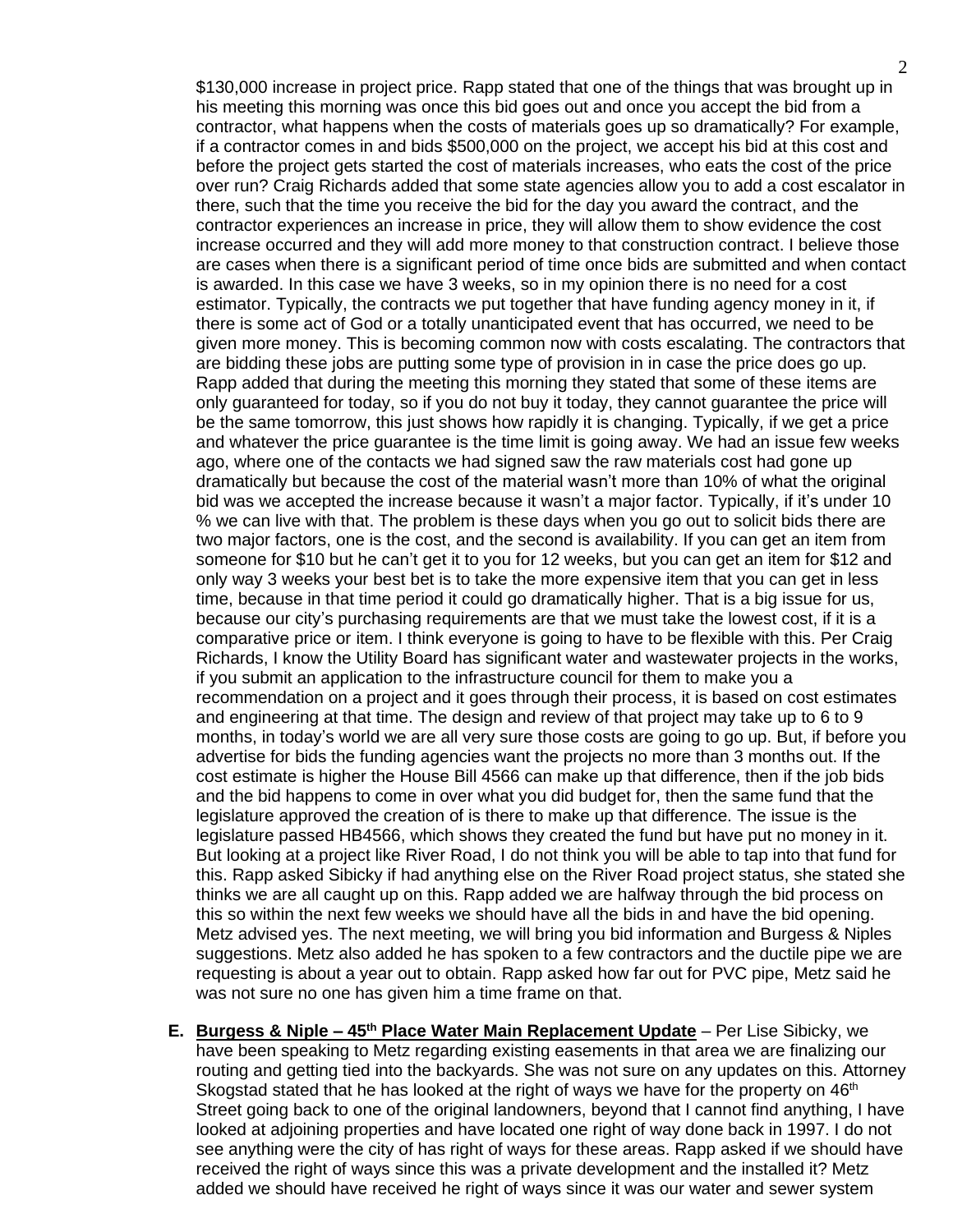$130,000 increase in project price. Rapp stated that one of the things that was brought up in his meeting this morning was once this bid goes out and once you accept the bid from a contractor, what happens when the costs of materials goes up so dramatically? For example, if a contractor comes in and bids $500,000 on the project, we accept his bid at this cost and before the project gets started the cost of materials increases, who eats the cost of the price over run? Craig Richards added that some state agencies allow you to add a cost escalator in there, such that the time you receive the bid for the day you award the contract, and the contractor experiences an increase in price, they will allow them to show evidence the cost increase occurred and they will add more money to that construction contract. I believe those are cases when there is a significant period of time once bids are submitted and when contact is awarded. In this case we have 3 weeks, so in my opinion there is no need for a cost estimator. Typically, the contracts we put together that have funding agency money in it, if there is some act of God or a totally unanticipated event that has occurred, we need to be given more money. This is becoming common now with costs escalating. The contractors that are bidding these jobs are putting some type of provision in in case the price does go up. Rapp added that during the meeting this morning they stated that some of these items are only guaranteed for today, so if you do not buy it today, they cannot guarantee the price will be the same tomorrow, this just shows how rapidly it is changing. Typically, if we get a price and whatever the price guarantee is the time limit is going away. We had an issue few weeks ago, where one of the contacts we had signed saw the raw materials cost had gone up dramatically but because the cost of the material wasn't more than 10% of what the original bid was we accepted the increase because it wasn't a major factor. Typically, if it's under 10 % we can live with that. The problem is these days when you go out to solicit bids there are two major factors, one is the cost, and the second is availability. If you can get an item from someone for $10 but he can't get it to you for 12 weeks, but you can get an item for $12 and only way 3 weeks your best bet is to take the more expensive item that you can get in less time, because in that time period it could go dramatically higher. That is a big issue for us, because our city's purchasing requirements are that we must take the lowest cost, if it is a comparative price or item. I think everyone is going to have to be flexible with this. Per Craig Richards, I know the Utility Board has significant water and wastewater projects in the works, if you submit an application to the infrastructure council for them to make you a recommendation on a project and it goes through their process, it is based on cost estimates and engineering at that time. The design and review of that project may take up to 6 to 9 months, in today's world we are all very sure those costs are going to go up. But, if before you advertise for bids the funding agencies want the projects no more than 3 months out. If the cost estimate is higher the House Bill 4566 can make up that difference, then if the job bids and the bid happens to come in over what you did budget for, then the same fund that the legislature approved the creation of is there to make up that difference. The issue is the legislature passed HB4566, which shows they created the fund but have put no money in it. But looking at a project like River Road, I do not think you will be able to tap into that fund for this. Rapp asked Sibicky if had anything else on the River Road project status, she stated she thinks we are all caught up on this. Rapp added we are halfway through the bid process on this so within the next few weeks we should have all the bids in and have the bid opening. Metz advised yes. The next meeting, we will bring you bid information and Burgess & Niples suggestions. Metz also added he has spoken to a few contractors and the ductile pipe we are requesting is about a year out to obtain. Rapp asked how far out for PVC pipe, Metz said he was not sure no one has given him a time frame on that.

**E. Burgess & Niple – 45th Place Water Main Replacement Update** – Per Lise Sibicky, we have been speaking to Metz regarding existing easements in that area we are finalizing our routing and getting tied into the backyards. She was not sure on any updates on this. Attorney Skogstad stated that he has looked at the right of ways we have for the property on 46th Street going back to one of the original landowners, beyond that I cannot find anything, I have looked at adjoining properties and have located one right of way done back in 1997. I do not see anything were the city of has right of ways for these areas. Rapp asked if we should have received the right of ways since this was a private development and the installed it? Metz added we should have received he right of ways since it was our water and sewer system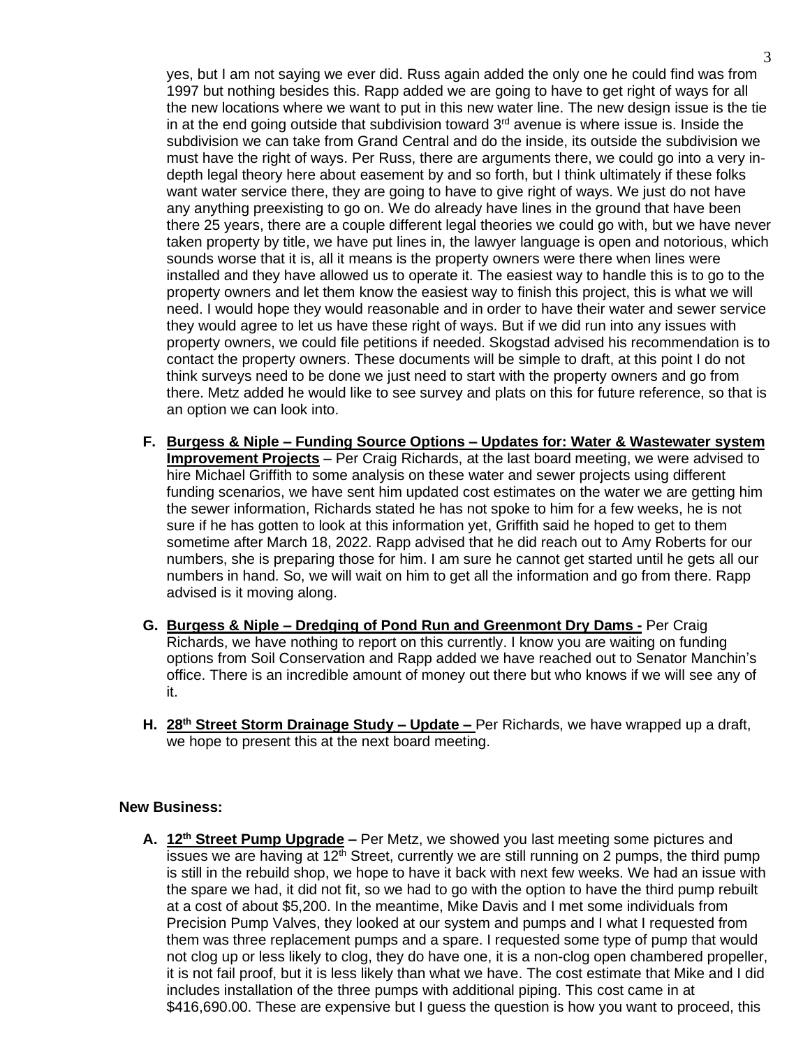yes, but I am not saying we ever did. Russ again added the only one he could find was from 1997 but nothing besides this. Rapp added we are going to have to get right of ways for all the new locations where we want to put in this new water line. The new design issue is the tie in at the end going outside that subdivision toward 3rd avenue is where issue is. Inside the subdivision we can take from Grand Central and do the inside, its outside the subdivision we must have the right of ways. Per Russ, there are arguments there, we could go into a very in-depth legal theory here about easement by and so forth, but I think ultimately if these folks want water service there, they are going to have to give right of ways. We just do not have any anything preexisting to go on. We do already have lines in the ground that have been there 25 years, there are a couple different legal theories we could go with, but we have never taken property by title, we have put lines in, the lawyer language is open and notorious, which sounds worse that it is, all it means is the property owners were there when lines were installed and they have allowed us to operate it. The easiest way to handle this is to go to the property owners and let them know the easiest way to finish this project, this is what we will need. I would hope they would reasonable and in order to have their water and sewer service they would agree to let us have these right of ways. But if we did run into any issues with property owners, we could file petitions if needed. Skogstad advised his recommendation is to contact the property owners. These documents will be simple to draft, at this point I do not think surveys need to be done we just need to start with the property owners and go from there. Metz added he would like to see survey and plats on this for future reference, so that is an option we can look into.

F. **Burgess & Niple – Funding Source Options – Updates for: Water & Wastewater system Improvement Projects** – Per Craig Richards, at the last board meeting, we were advised to hire Michael Griffith to some analysis on these water and sewer projects using different funding scenarios, we have sent him updated cost estimates on the water we are getting him the sewer information, Richards stated he has not spoke to him for a few weeks, he is not sure if he has gotten to look at this information yet, Griffith said he hoped to get to them sometime after March 18, 2022. Rapp advised that he did reach out to Amy Roberts for our numbers, she is preparing those for him. I am sure he cannot get started until he gets all our numbers in hand. So, we will wait on him to get all the information and go from there. Rapp advised is it moving along.

G. **Burgess & Niple – Dredging of Pond Run and Greenmont Dry Dams -** Per Craig Richards, we have nothing to report on this currently. I know you are waiting on funding options from Soil Conservation and Rapp added we have reached out to Senator Manchin's office. There is an incredible amount of money out there but who knows if we will see any of it.

H. **28th Street Storm Drainage Study – Update –** Per Richards, we have wrapped up a draft, we hope to present this at the next board meeting.

**New Business:**

A. **12th Street Pump Upgrade –** Per Metz, we showed you last meeting some pictures and issues we are having at 12th Street, currently we are still running on 2 pumps, the third pump is still in the rebuild shop, we hope to have it back with next few weeks. We had an issue with the spare we had, it did not fit, so we had to go with the option to have the third pump rebuilt at a cost of about $5,200. In the meantime, Mike Davis and I met some individuals from Precision Pump Valves, they looked at our system and pumps and I what I requested from them was three replacement pumps and a spare. I requested some type of pump that would not clog up or less likely to clog, they do have one, it is a non-clog open chambered propeller, it is not fail proof, but it is less likely than what we have. The cost estimate that Mike and I did includes installation of the three pumps with additional piping. This cost came in at $416,690.00. These are expensive but I guess the question is how you want to proceed, this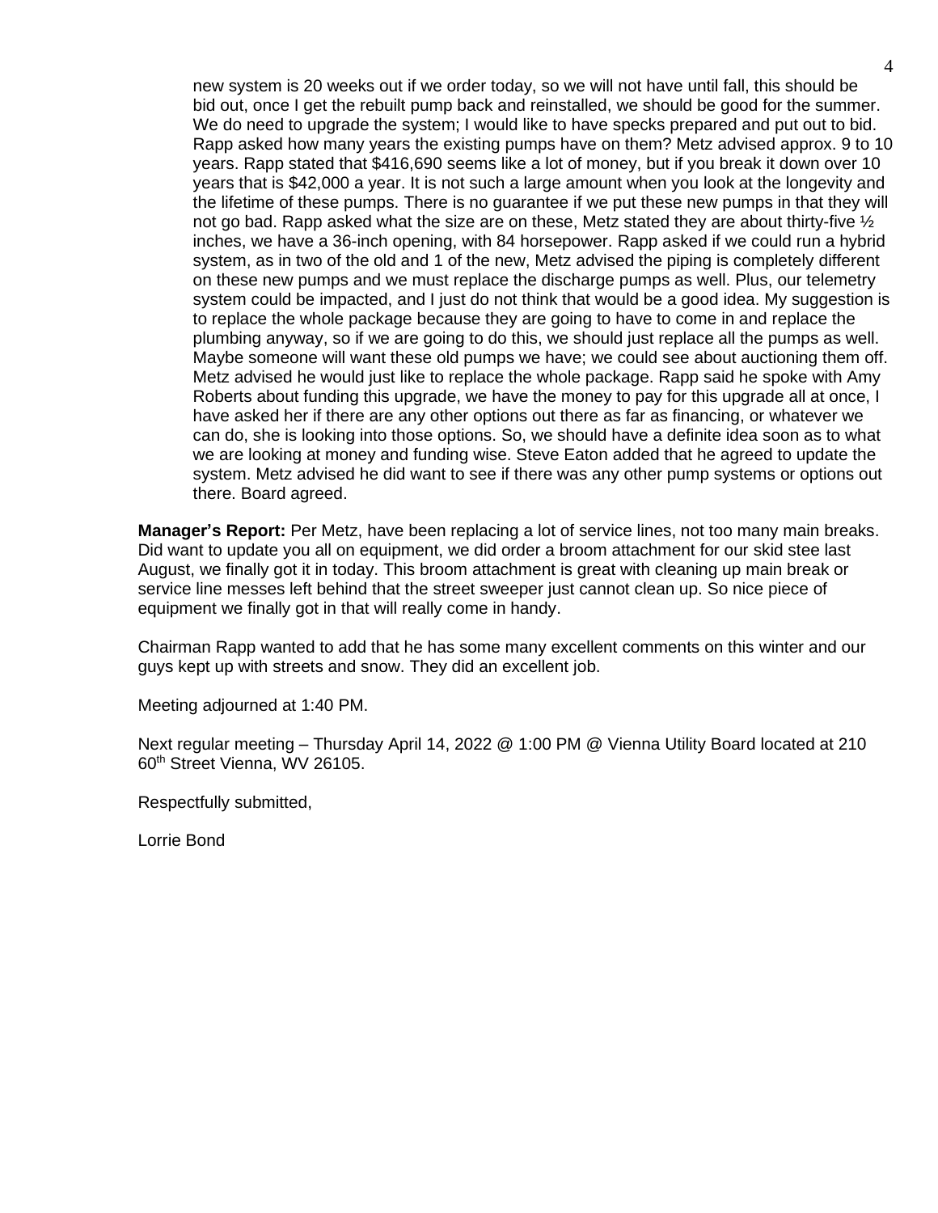new system is 20 weeks out if we order today, so we will not have until fall, this should be bid out, once I get the rebuilt pump back and reinstalled, we should be good for the summer. We do need to upgrade the system; I would like to have specks prepared and put out to bid. Rapp asked how many years the existing pumps have on them? Metz advised approx. 9 to 10 years. Rapp stated that $416,690 seems like a lot of money, but if you break it down over 10 years that is $42,000 a year. It is not such a large amount when you look at the longevity and the lifetime of these pumps. There is no guarantee if we put these new pumps in that they will not go bad. Rapp asked what the size are on these, Metz stated they are about thirty-five ½ inches, we have a 36-inch opening, with 84 horsepower. Rapp asked if we could run a hybrid system, as in two of the old and 1 of the new, Metz advised the piping is completely different on these new pumps and we must replace the discharge pumps as well. Plus, our telemetry system could be impacted, and I just do not think that would be a good idea. My suggestion is to replace the whole package because they are going to have to come in and replace the plumbing anyway, so if we are going to do this, we should just replace all the pumps as well. Maybe someone will want these old pumps we have; we could see about auctioning them off. Metz advised he would just like to replace the whole package. Rapp said he spoke with Amy Roberts about funding this upgrade, we have the money to pay for this upgrade all at once, I have asked her if there are any other options out there as far as financing, or whatever we can do, she is looking into those options. So, we should have a definite idea soon as to what we are looking at money and funding wise. Steve Eaton added that he agreed to update the system. Metz advised he did want to see if there was any other pump systems or options out there. Board agreed.

**Manager's Report:** Per Metz, have been replacing a lot of service lines, not too many main breaks. Did want to update you all on equipment, we did order a broom attachment for our skid stee last August, we finally got it in today. This broom attachment is great with cleaning up main break or service line messes left behind that the street sweeper just cannot clean up. So nice piece of equipment we finally got in that will really come in handy.

Chairman Rapp wanted to add that he has some many excellent comments on this winter and our guys kept up with streets and snow. They did an excellent job.

Meeting adjourned at 1:40 PM.

Next regular meeting – Thursday April 14, 2022 @ 1:00 PM @ Vienna Utility Board located at 210 60th Street Vienna, WV 26105.

Respectfully submitted,

Lorrie Bond